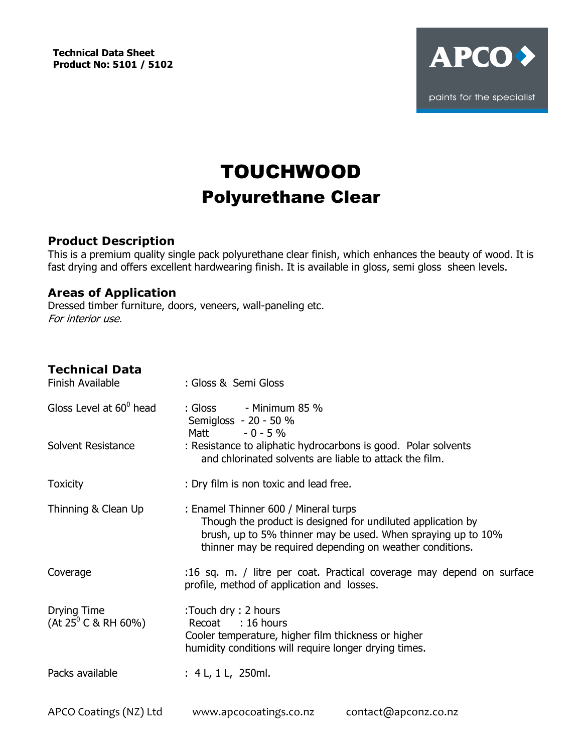**Technical Data Sheet**
**Product No: 5101 / 5102**

APCO
paints for the specialist

# TOUCHWOOD
## Polyurethane Clear

### Product Description

This is a premium quality single pack polyurethane clear finish, which enhances the beauty of wood. It is fast drying and offers excellent hardwearing finish. It is available in gloss, semi gloss sheen levels.

### Areas of Application

Dressed timber furniture, doors, veneers, wall-paneling etc.
*For interior use.*

### Technical Data

| | |
|---|---|
| Finish Available | : Gloss & Semi Gloss |
| Gloss Level at $60^0$ head | : Gloss - Minimum 85 %<br>Semigloss - 20 - 50 %<br>Matt - 0 - 5 % |
| Solvent Resistance | : Resistance to aliphatic hydrocarbons is good. Polar solvents and chlorinated solvents are liable to attack the film. |
| Toxicity | : Dry film is non toxic and lead free. |
| Thinning & Clean Up | : Enamel Thinner 600 / Mineral turps<br>Though the product is designed for undiluted application by brush, up to 5% thinner may be used. When spraying up to 10% thinner may be required depending on weather conditions. |
| Coverage | :16 sq. m. / litre per coat. Practical coverage may depend on surface profile, method of application and losses. |
| Drying Time<br>(At $25^0$ C & RH 60%) | :Touch dry : 2 hours<br>Recoat : 16 hours<br>Cooler temperature, higher film thickness or higher humidity conditions will require longer drying times. |
| Packs available | : 4 L, 1 L, 250ml. |

APCO Coatings (NZ) Ltd www.apcocoatings.co.nz contact@apconz.co.nz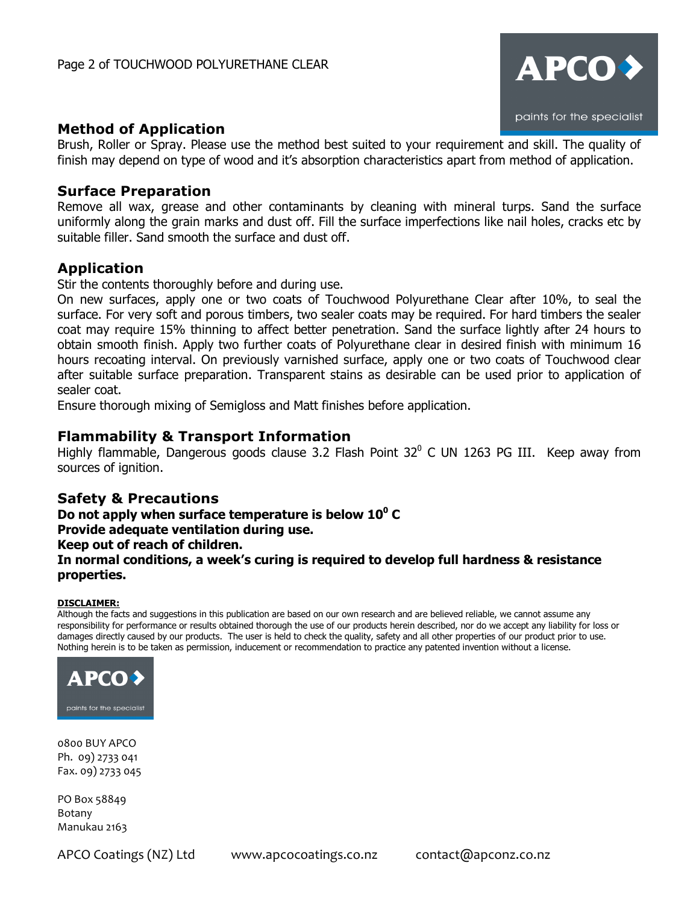## Method of Application

Brush, Roller or Spray. Please use the method best suited to your requirement and skill. The quality of finish may depend on type of wood and it's absorption characteristics apart from method of application.

## Surface Preparation

Remove all wax, grease and other contaminants by cleaning with mineral turps. Sand the surface uniformly along the grain marks and dust off. Fill the surface imperfections like nail holes, cracks etc by suitable filler. Sand smooth the surface and dust off.

## Application

Stir the contents thoroughly before and during use.

On new surfaces, apply one or two coats of Touchwood Polyurethane Clear after 10%, to seal the surface. For very soft and porous timbers, two sealer coats may be required. For hard timbers the sealer coat may require 15% thinning to affect better penetration. Sand the surface lightly after 24 hours to obtain smooth finish. Apply two further coats of Polyurethane clear in desired finish with minimum 16 hours recoating interval. On previously varnished surface, apply one or two coats of Touchwood clear after suitable surface preparation. Transparent stains as desirable can be used prior to application of sealer coat.

Ensure thorough mixing of Semigloss and Matt finishes before application.

## Flammability & Transport Information

Highly flammable, Dangerous goods clause 3.2 Flash Point $32^0$ C UN 1263 PG III. Keep away from sources of ignition.

## Safety & Precautions

**Do not apply when surface temperature is below $10^0$ C**

**Provide adequate ventilation during use.**

**Keep out of reach of children.**

**In normal conditions, a week's curing is required to develop full hardness & resistance properties.**

**DISCLAIMER:**

Although the facts and suggestions in this publication are based on our own research and are believed reliable, we cannot assume any responsibility for performance or results obtained thorough the use of our products herein described, nor do we accept any liability for loss or damages directly caused by our products. The user is held to check the quality, safety and all other properties of our product prior to use. Nothing herein is to be taken as permission, inducement or recommendation to practice any patented invention without a license.

APCO
paints for the specialist

0800 BUY APCO
Ph. 09) 2733 041
Fax. 09) 2733 045

PO Box 58849
Botany
Manukau 2163

APCO Coatings (NZ) Ltd www.apcocoatings.co.nz contact@apconz.co.nz